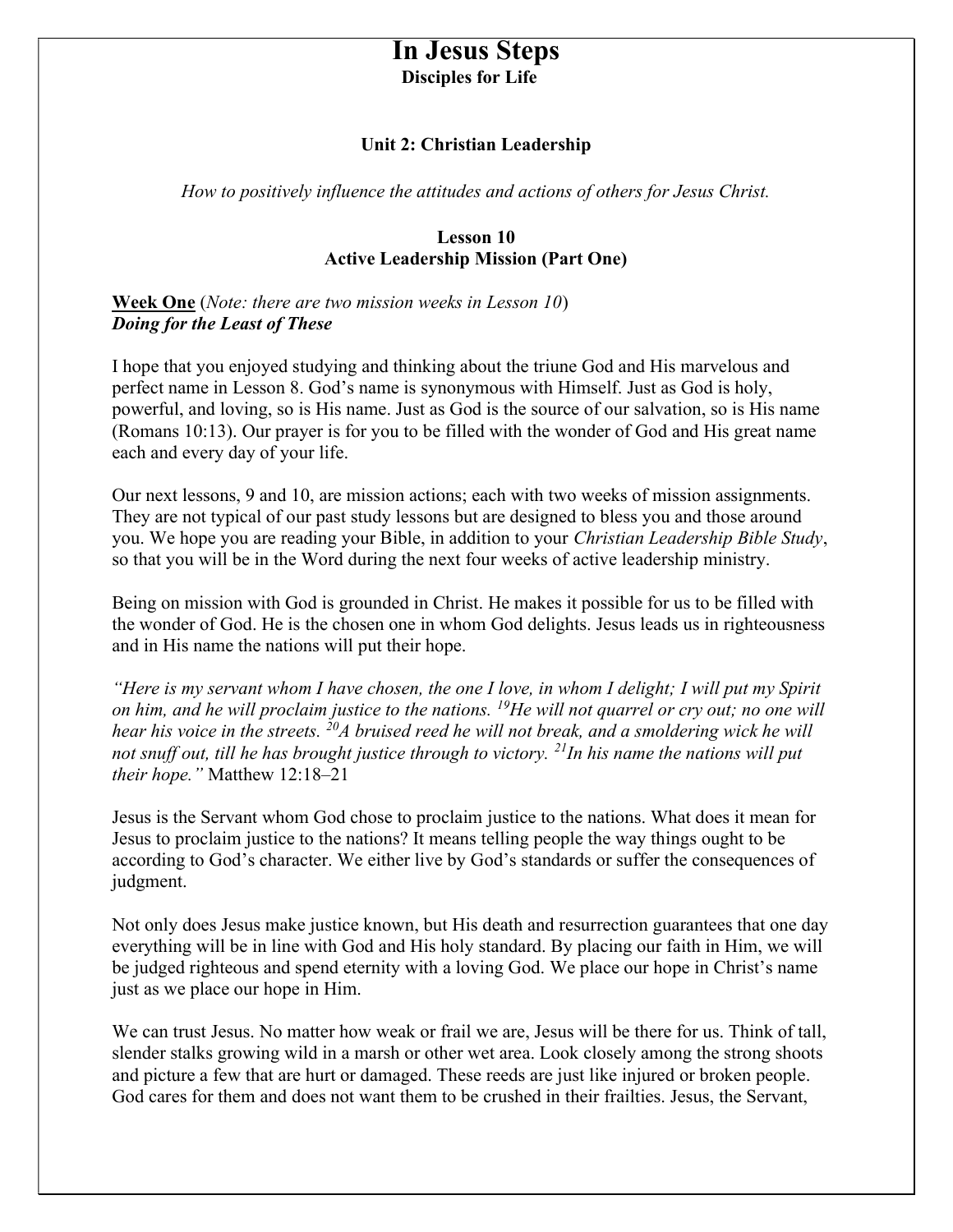# In Jesus Steps

**Disciples for Life**

### Unit 2: Christian Leadership

*How to positively influence the attitudes and actions of others for Jesus Christ.*

### Lesson 10
### Active Leadership Mission (Part One)

**Week One** (*Note: there are two mission weeks in Lesson 10*)
***Doing for the Least of These***

I hope that you enjoyed studying and thinking about the triune God and His marvelous and perfect name in Lesson 8. God's name is synonymous with Himself. Just as God is holy, powerful, and loving, so is His name. Just as God is the source of our salvation, so is His name (Romans 10:13). Our prayer is for you to be filled with the wonder of God and His great name each and every day of your life.

Our next lessons, 9 and 10, are mission actions; each with two weeks of mission assignments. They are not typical of our past study lessons but are designed to bless you and those around you. We hope you are reading your Bible, in addition to your *Christian Leadership Bible Study*, so that you will be in the Word during the next four weeks of active leadership ministry.

Being on mission with God is grounded in Christ. He makes it possible for us to be filled with the wonder of God. He is the chosen one in whom God delights. Jesus leads us in righteousness and in His name the nations will put their hope.

*"Here is my servant whom I have chosen, the one I love, in whom I delight; I will put my Spirit on him, and he will proclaim justice to the nations. 19He will not quarrel or cry out; no one will hear his voice in the streets. 20A bruised reed he will not break, and a smoldering wick he will not snuff out, till he has brought justice through to victory. 21In his name the nations will put their hope."* Matthew 12:18–21

Jesus is the Servant whom God chose to proclaim justice to the nations. What does it mean for Jesus to proclaim justice to the nations? It means telling people the way things ought to be according to God's character. We either live by God's standards or suffer the consequences of judgment.

Not only does Jesus make justice known, but His death and resurrection guarantees that one day everything will be in line with God and His holy standard. By placing our faith in Him, we will be judged righteous and spend eternity with a loving God. We place our hope in Christ's name just as we place our hope in Him.

We can trust Jesus. No matter how weak or frail we are, Jesus will be there for us. Think of tall, slender stalks growing wild in a marsh or other wet area. Look closely among the strong shoots and picture a few that are hurt or damaged. These reeds are just like injured or broken people. God cares for them and does not want them to be crushed in their frailties. Jesus, the Servant,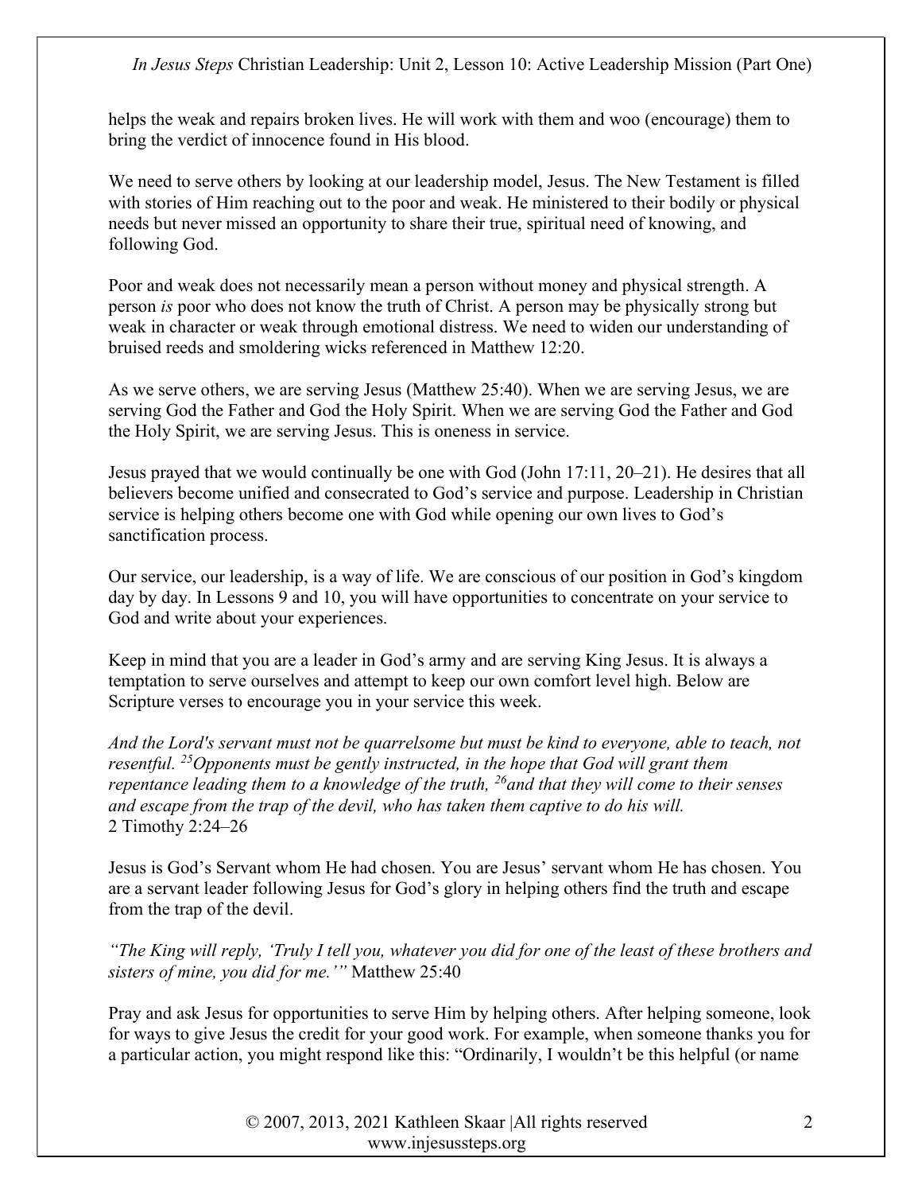helps the weak and repairs broken lives. He will work with them and woo (encourage) them to bring the verdict of innocence found in His blood.

We need to serve others by looking at our leadership model, Jesus. The New Testament is filled with stories of Him reaching out to the poor and weak. He ministered to their bodily or physical needs but never missed an opportunity to share their true, spiritual need of knowing, and following God.

Poor and weak does not necessarily mean a person without money and physical strength. A person *is* poor who does not know the truth of Christ. A person may be physically strong but weak in character or weak through emotional distress. We need to widen our understanding of bruised reeds and smoldering wicks referenced in Matthew 12:20.

As we serve others, we are serving Jesus (Matthew 25:40). When we are serving Jesus, we are serving God the Father and God the Holy Spirit. When we are serving God the Father and God the Holy Spirit, we are serving Jesus. This is oneness in service.

Jesus prayed that we would continually be one with God (John 17:11, 20–21). He desires that all believers become unified and consecrated to God's service and purpose. Leadership in Christian service is helping others become one with God while opening our own lives to God's sanctification process.

Our service, our leadership, is a way of life. We are conscious of our position in God's kingdom day by day. In Lessons 9 and 10, you will have opportunities to concentrate on your service to God and write about your experiences.

Keep in mind that you are a leader in God's army and are serving King Jesus. It is always a temptation to serve ourselves and attempt to keep our own comfort level high. Below are Scripture verses to encourage you in your service this week.

*And the Lord's servant must not be quarrelsome but must be kind to everyone, able to teach, not resentful. [25]Opponents must be gently instructed, in the hope that God will grant them repentance leading them to a knowledge of the truth, [26]and that they will come to their senses and escape from the trap of the devil, who has taken them captive to do his will.*
2 Timothy 2:24–26

Jesus is God's Servant whom He had chosen. You are Jesus' servant whom He has chosen. You are a servant leader following Jesus for God's glory in helping others find the truth and escape from the trap of the devil.

*"The King will reply, 'Truly I tell you, whatever you did for one of the least of these brothers and sisters of mine, you did for me.'"* Matthew 25:40

Pray and ask Jesus for opportunities to serve Him by helping others. After helping someone, look for ways to give Jesus the credit for your good work. For example, when someone thanks you for a particular action, you might respond like this: "Ordinarily, I wouldn't be this helpful (or name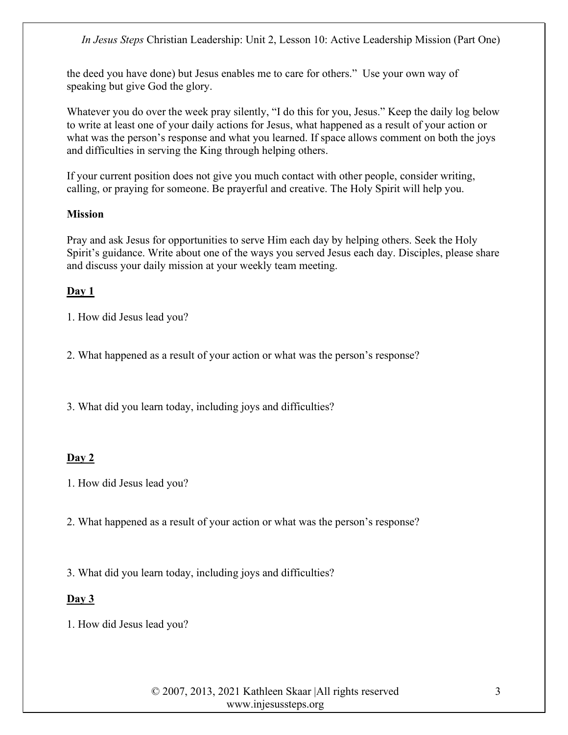the deed you have done) but Jesus enables me to care for others." Use your own way of speaking but give God the glory.

Whatever you do over the week pray silently, "I do this for you, Jesus." Keep the daily log below to write at least one of your daily actions for Jesus, what happened as a result of your action or what was the person's response and what you learned. If space allows comment on both the joys and difficulties in serving the King through helping others.

If your current position does not give you much contact with other people, consider writing, calling, or praying for someone. Be prayerful and creative. The Holy Spirit will help you.

**Mission**

Pray and ask Jesus for opportunities to serve Him each day by helping others. Seek the Holy Spirit's guidance. Write about one of the ways you served Jesus each day. Disciples, please share and discuss your daily mission at your weekly team meeting.

**Day 1**

1. How did Jesus lead you?

2. What happened as a result of your action or what was the person's response?

3. What did you learn today, including joys and difficulties?

**Day 2**

1. How did Jesus lead you?

2. What happened as a result of your action or what was the person's response?

3. What did you learn today, including joys and difficulties?

**Day 3**

1. How did Jesus lead you?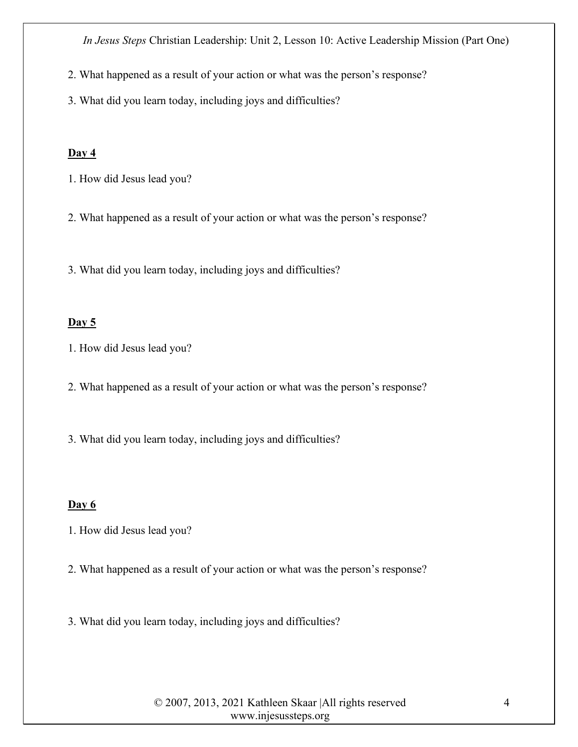2. What happened as a result of your action or what was the person's response?

3. What did you learn today, including joys and difficulties?

**Day 4**

1. How did Jesus lead you?

2. What happened as a result of your action or what was the person's response?

3. What did you learn today, including joys and difficulties?

**Day 5**

1. How did Jesus lead you?

2. What happened as a result of your action or what was the person's response?

3. What did you learn today, including joys and difficulties?

**Day 6**

1. How did Jesus lead you?

2. What happened as a result of your action or what was the person's response?

3. What did you learn today, including joys and difficulties?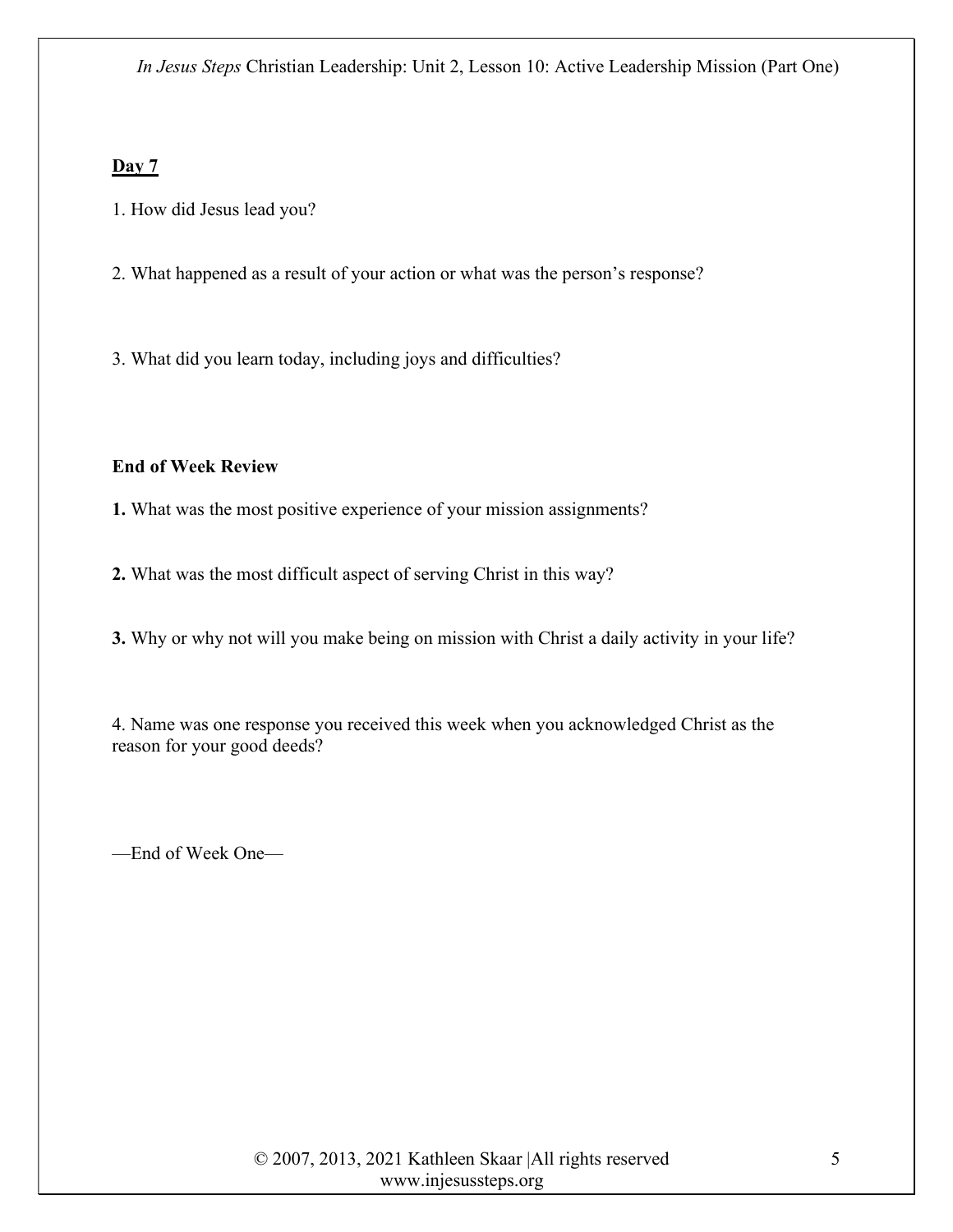**<u>Day 7</u>**

1. How did Jesus lead you?

2. What happened as a result of your action or what was the person's response?

3. What did you learn today, including joys and difficulties?

**End of Week Review**

**1.** What was the most positive experience of your mission assignments?

**2.** What was the most difficult aspect of serving Christ in this way?

**3.** Why or why not will you make being on mission with Christ a daily activity in your life?

4. Name was one response you received this week when you acknowledged Christ as the reason for your good deeds?

—End of Week One—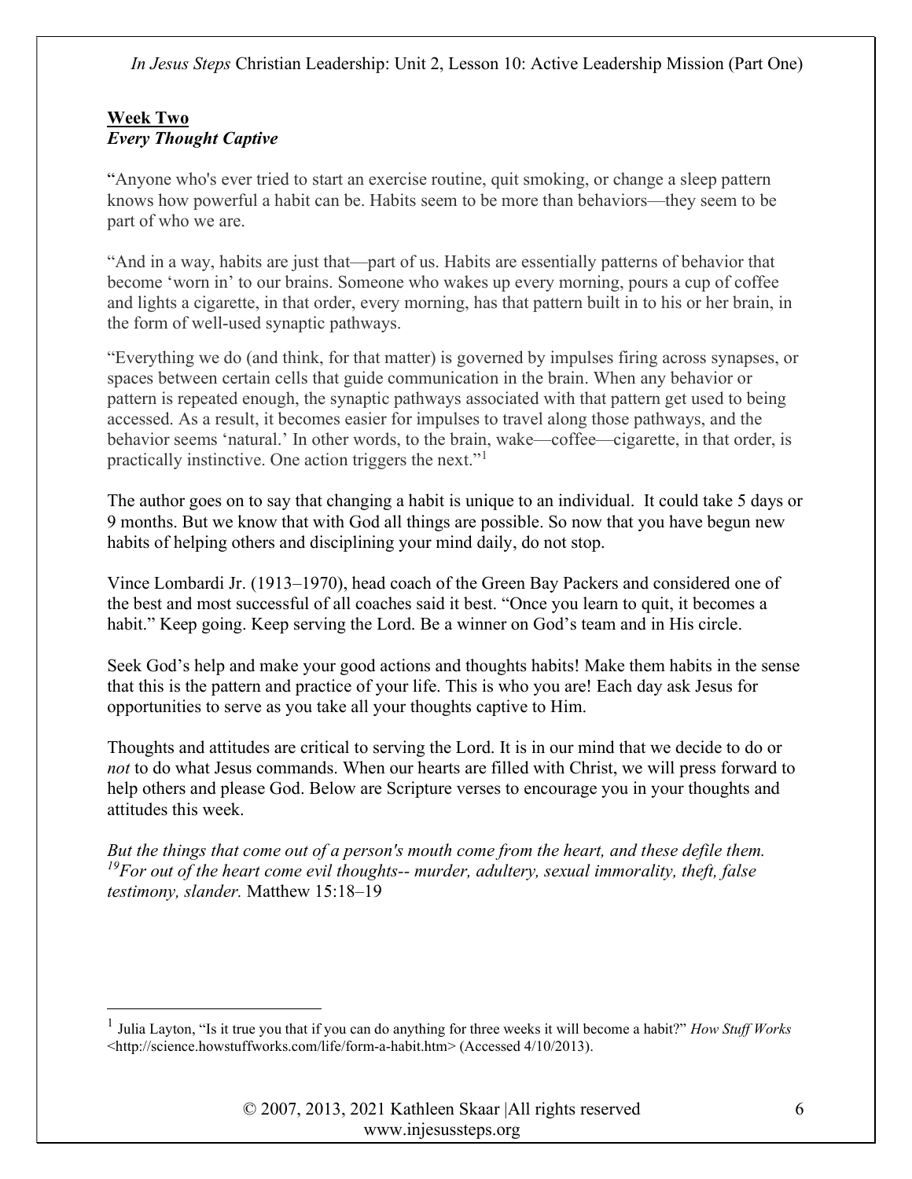**Week Two**
***Every Thought Captive***

"Anyone who's ever tried to start an exercise routine, quit smoking, or change a sleep pattern knows how powerful a habit can be. Habits seem to be more than behaviors—they seem to be part of who we are.

"And in a way, habits are just that—part of us. Habits are essentially patterns of behavior that become 'worn in' to our brains. Someone who wakes up every morning, pours a cup of coffee and lights a cigarette, in that order, every morning, has that pattern built in to his or her brain, in the form of well-used synaptic pathways.

"Everything we do (and think, for that matter) is governed by impulses firing across synapses, or spaces between certain cells that guide communication in the brain. When any behavior or pattern is repeated enough, the synaptic pathways associated with that pattern get used to being accessed. As a result, it becomes easier for impulses to travel along those pathways, and the behavior seems 'natural.' In other words, to the brain, wake—coffee—cigarette, in that order, is practically instinctive. One action triggers the next."[1]

The author goes on to say that changing a habit is unique to an individual. It could take 5 days or 9 months. But we know that with God all things are possible. So now that you have begun new habits of helping others and disciplining your mind daily, do not stop.

Vince Lombardi Jr. (1913–1970), head coach of the Green Bay Packers and considered one of the best and most successful of all coaches said it best. "Once you learn to quit, it becomes a habit." Keep going. Keep serving the Lord. Be a winner on God's team and in His circle.

Seek God's help and make your good actions and thoughts habits! Make them habits in the sense that this is the pattern and practice of your life. This is who you are! Each day ask Jesus for opportunities to serve as you take all your thoughts captive to Him.

Thoughts and attitudes are critical to serving the Lord. It is in our mind that we decide to do or *not* to do what Jesus commands. When our hearts are filled with Christ, we will press forward to help others and please God. Below are Scripture verses to encourage you in your thoughts and attitudes this week.

*But the things that come out of a person's mouth come from the heart, and these defile them. [19]For out of the heart come evil thoughts-- murder, adultery, sexual immorality, theft, false testimony, slander.* Matthew 15:18–19

---

[1] Julia Layton, "Is it true you that if you can do anything for three weeks it will become a habit?" *How Stuff Works* <http://science.howstuffworks.com/life/form-a-habit.htm> (Accessed 4/10/2013).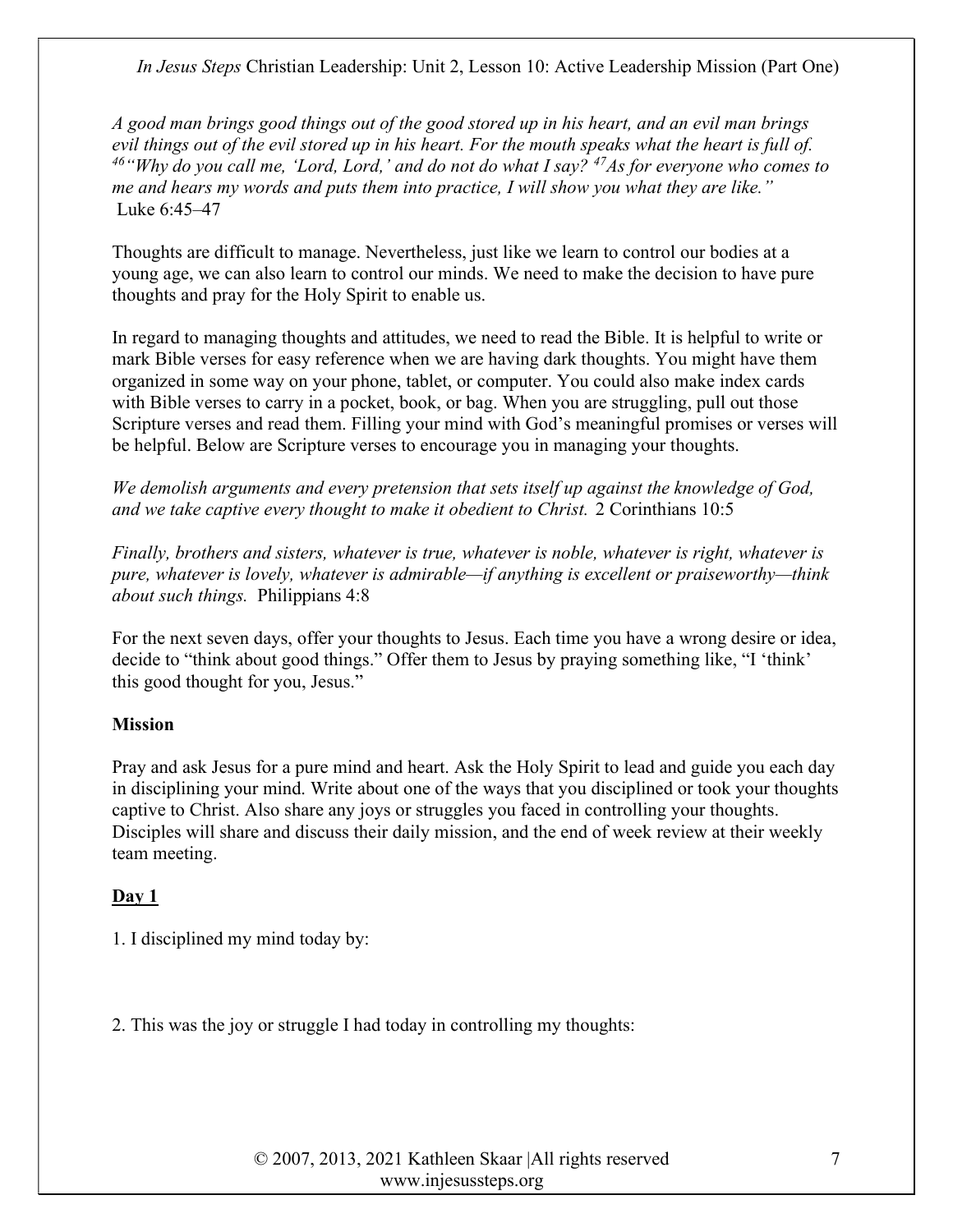*A good man brings good things out of the good stored up in his heart, and an evil man brings evil things out of the evil stored up in his heart. For the mouth speaks what the heart is full of. [46] "Why do you call me, 'Lord, Lord,' and do not do what I say? [47] As for everyone who comes to me and hears my words and puts them into practice, I will show you what they are like."* Luke 6:45–47

Thoughts are difficult to manage. Nevertheless, just like we learn to control our bodies at a young age, we can also learn to control our minds. We need to make the decision to have pure thoughts and pray for the Holy Spirit to enable us.

In regard to managing thoughts and attitudes, we need to read the Bible. It is helpful to write or mark Bible verses for easy reference when we are having dark thoughts. You might have them organized in some way on your phone, tablet, or computer. You could also make index cards with Bible verses to carry in a pocket, book, or bag. When you are struggling, pull out those Scripture verses and read them. Filling your mind with God's meaningful promises or verses will be helpful. Below are Scripture verses to encourage you in managing your thoughts.

*We demolish arguments and every pretension that sets itself up against the knowledge of God, and we take captive every thought to make it obedient to Christ.* 2 Corinthians 10:5

*Finally, brothers and sisters, whatever is true, whatever is noble, whatever is right, whatever is pure, whatever is lovely, whatever is admirable—if anything is excellent or praiseworthy—think about such things.* Philippians 4:8

For the next seven days, offer your thoughts to Jesus. Each time you have a wrong desire or idea, decide to "think about good things." Offer them to Jesus by praying something like, "I 'think' this good thought for you, Jesus."

**Mission**

Pray and ask Jesus for a pure mind and heart. Ask the Holy Spirit to lead and guide you each day in disciplining your mind. Write about one of the ways that you disciplined or took your thoughts captive to Christ. Also share any joys or struggles you faced in controlling your thoughts. Disciples will share and discuss their daily mission, and the end of week review at their weekly team meeting.

**Day 1**

1. I disciplined my mind today by:

2. This was the joy or struggle I had today in controlling my thoughts: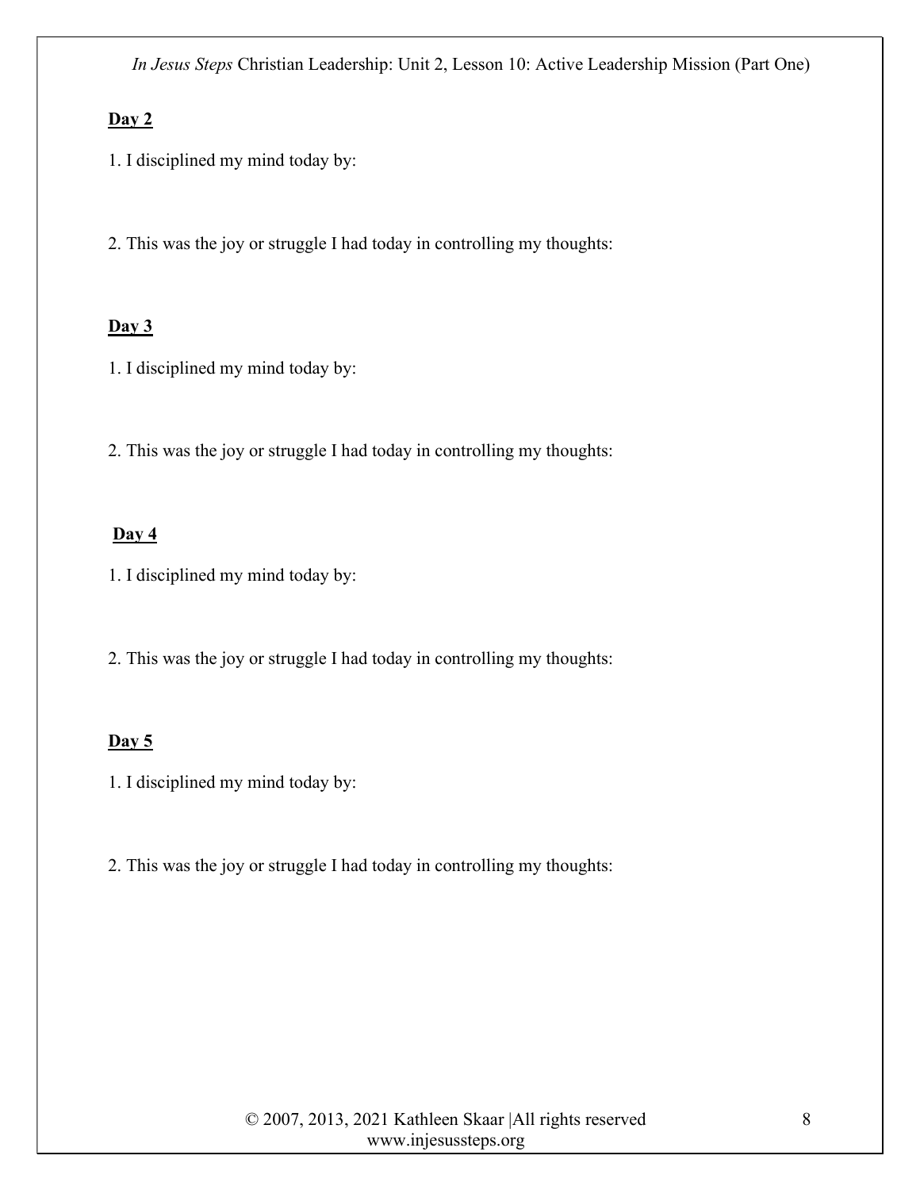**Day 2**

1. I disciplined my mind today by:

2. This was the joy or struggle I had today in controlling my thoughts:

**Day 3**

1. I disciplined my mind today by:

2. This was the joy or struggle I had today in controlling my thoughts:

**Day 4**

1. I disciplined my mind today by:

2. This was the joy or struggle I had today in controlling my thoughts:

**Day 5**

1. I disciplined my mind today by:

2. This was the joy or struggle I had today in controlling my thoughts: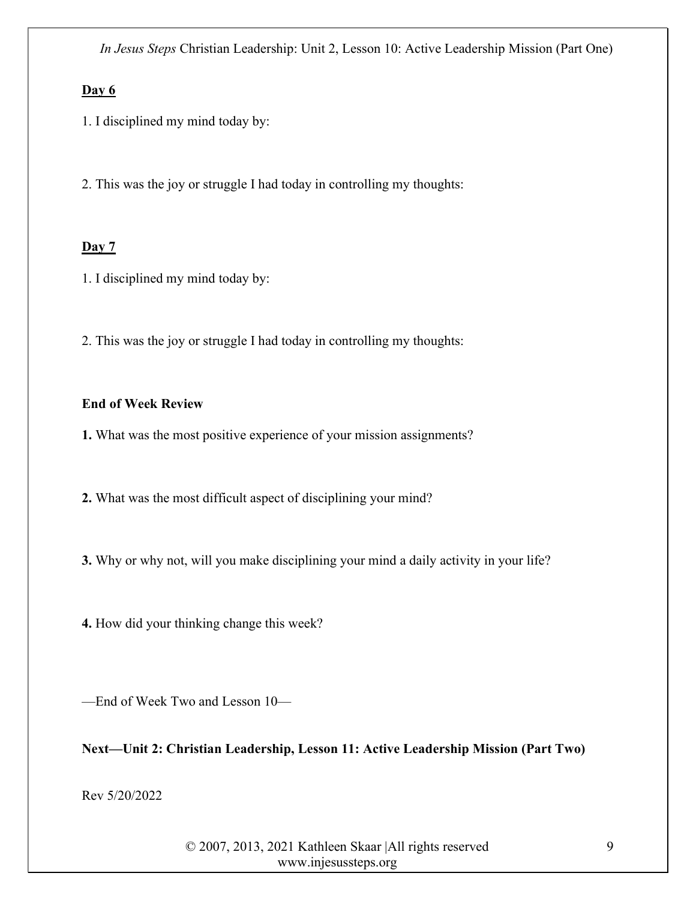**<u>Day 6</u>**

1. I disciplined my mind today by:

2. This was the joy or struggle I had today in controlling my thoughts:

**<u>Day 7</u>**

1. I disciplined my mind today by:

2. This was the joy or struggle I had today in controlling my thoughts:

**End of Week Review**

**1.** What was the most positive experience of your mission assignments?

**2.** What was the most difficult aspect of disciplining your mind?

**3.** Why or why not, will you make disciplining your mind a daily activity in your life?

**4.** How did your thinking change this week?

—End of Week Two and Lesson 10—

**Next—Unit 2: Christian Leadership, Lesson 11: Active Leadership Mission (Part Two)**

Rev 5/20/2022

© 2007, 2013, 2021 Kathleen Skaar |All rights reserved
www.injesussteps.org